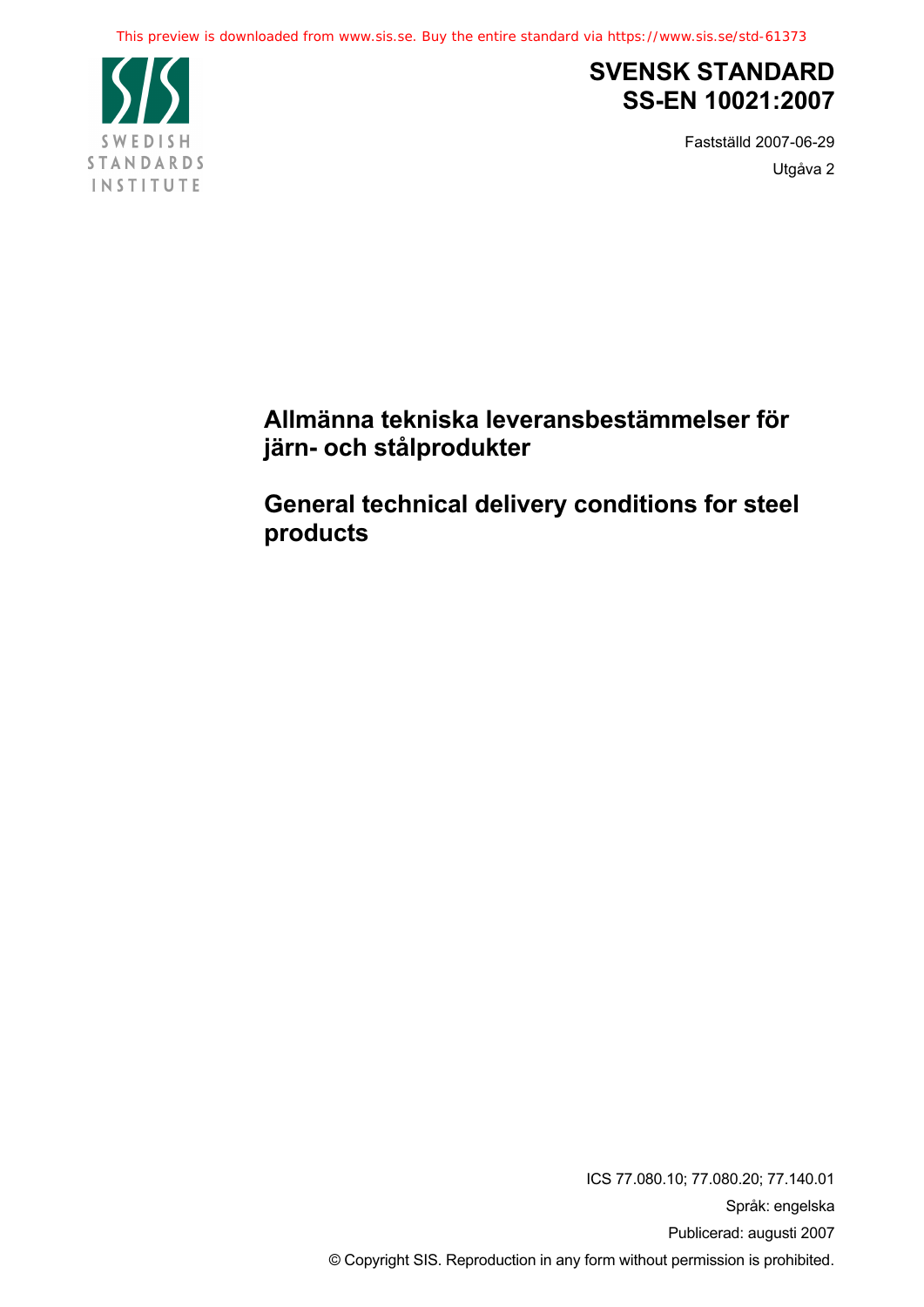This preview is downloaded from www.sis.se. Buy the entire standard via https://www.sis.se/std-61373

SWEDISH STANDARDS INSTITUTE

# SVENSK STANDARD SS-EN 10021:2007

Fastställd 2007-06-29

Utgåva 2

## Allmänna tekniska leveransbestämmelser för järn- och stålprodukter

## General technical delivery conditions for steel products

ICS 77.080.10; 77.080.20; 77.140.01

Språk: engelska

Publicerad: augusti 2007

© Copyright SIS. Reproduction in any form without permission is prohibited.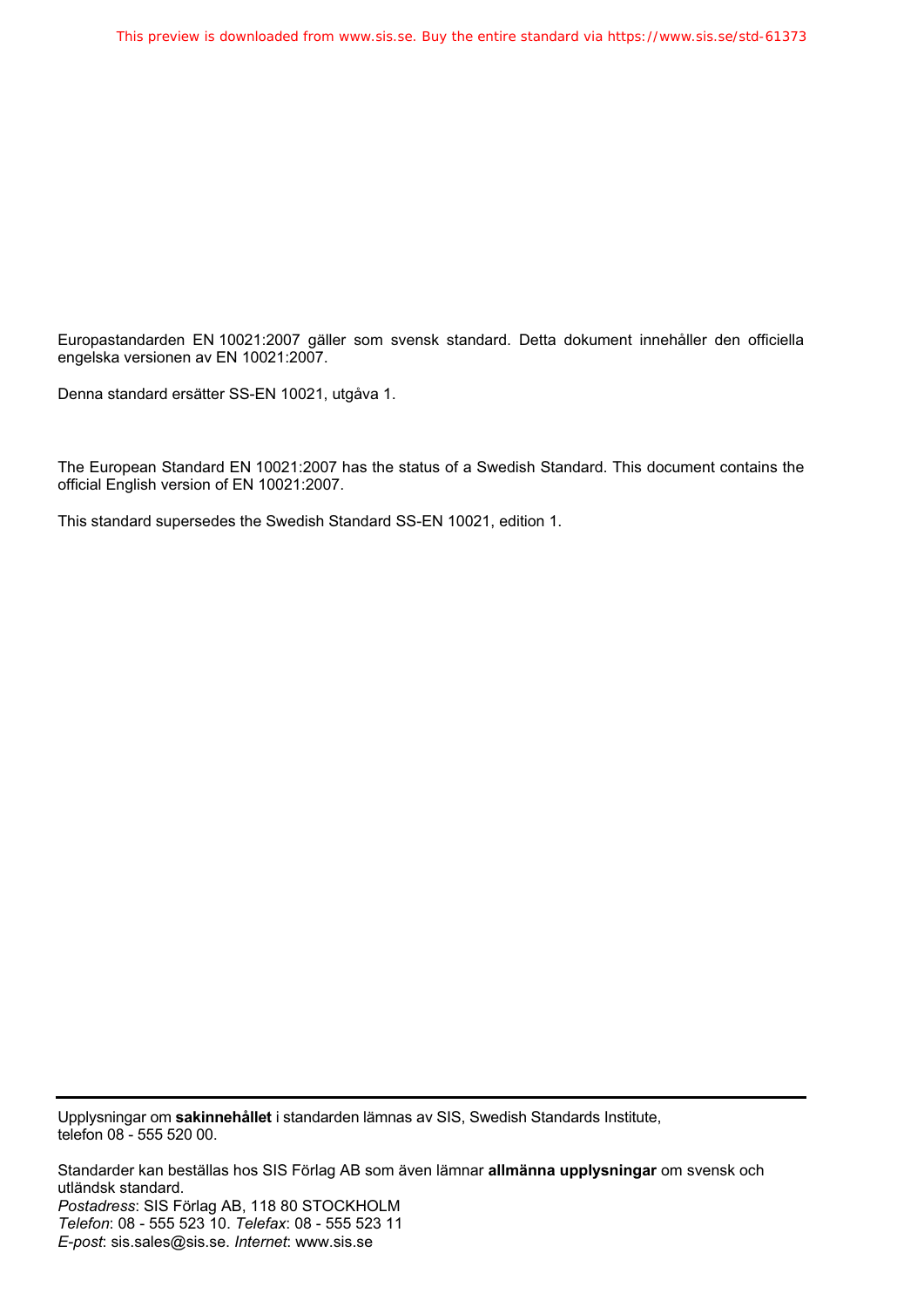Europastandarden EN 10021:2007 gäller som svensk standard. Detta dokument innehåller den officiella engelska versionen av EN 10021:2007.

Denna standard ersätter SS-EN 10021, utgåva 1.

The European Standard EN 10021:2007 has the status of a Swedish Standard. This document contains the official English version of EN 10021:2007.

This standard supersedes the Swedish Standard SS-EN 10021, edition 1.

---

Upplysningar om **sakinnehållet** i standarden lämnas av SIS, Swedish Standards Institute, telefon 08 - 555 520 00.

Standarder kan beställas hos SIS Förlag AB som även lämnar **allmänna upplysningar** om svensk och utländsk standard.
*Postadress*: SIS Förlag AB, 118 80 STOCKHOLM
*Telefon*: 08 - 555 523 10. *Telefax*: 08 - 555 523 11
*E-post*: sis.sales@sis.se. *Internet*: www.sis.se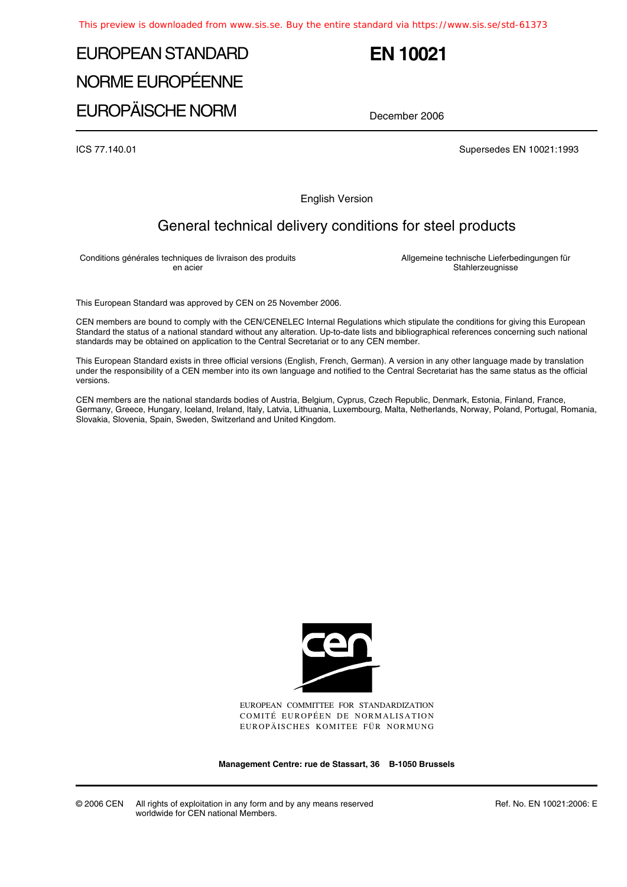# EUROPEAN STANDARD
# NORME EUROPÉENNE
# EUROPÄISCHE NORM

# EN 10021

December 2006

ICS 77.140.01

Supersedes EN 10021:1993

English Version

## General technical delivery conditions for steel products

Conditions générales techniques de livraison des produits en acier

Allgemeine technische Lieferbedingungen für Stahlerzeugnisse

This European Standard was approved by CEN on 25 November 2006.

CEN members are bound to comply with the CEN/CENELEC Internal Regulations which stipulate the conditions for giving this European Standard the status of a national standard without any alteration. Up-to-date lists and bibliographical references concerning such national standards may be obtained on application to the Central Secretariat or to any CEN member.

This European Standard exists in three official versions (English, French, German). A version in any other language made by translation under the responsibility of a CEN member into its own language and notified to the Central Secretariat has the same status as the official versions.

CEN members are the national standards bodies of Austria, Belgium, Cyprus, Czech Republic, Denmark, Estonia, Finland, France, Germany, Greece, Hungary, Iceland, Ireland, Italy, Latvia, Lithuania, Luxembourg, Malta, Netherlands, Norway, Poland, Portugal, Romania, Slovakia, Slovenia, Spain, Sweden, Switzerland and United Kingdom.

EUROPEAN COMMITTEE FOR STANDARDIZATION
COMITÉ EUROPÉEN DE NORMALISATION
EUROPÄISCHES KOMITEE FÜR NORMUNG

**Management Centre: rue de Stassart, 36 B-1050 Brussels**

© 2006 CEN All rights of exploitation in any form and by any means reserved worldwide for CEN national Members.

Ref. No. EN 10021:2006: E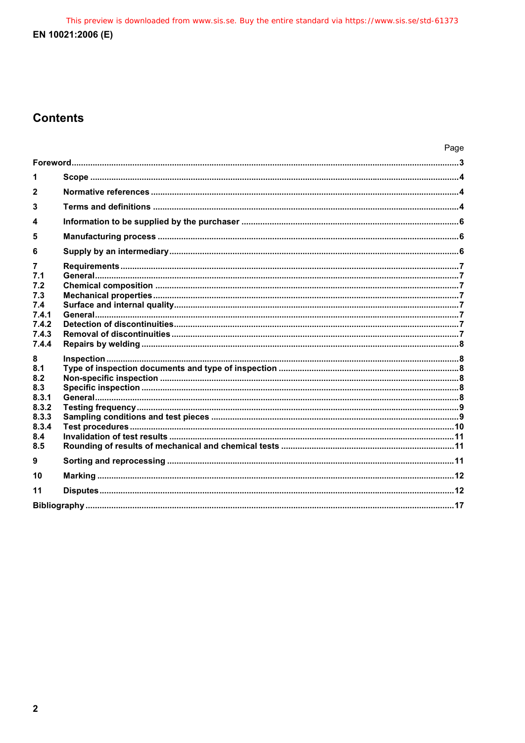## Contents

| | | Page |
|---|---|---|
| **Foreword** | | **3** |
| **1** | **Scope** | **4** |
| **2** | **Normative references** | **4** |
| **3** | **Terms and definitions** | **4** |
| **4** | **Information to be supplied by the purchaser** | **6** |
| **5** | **Manufacturing process** | **6** |
| **6** | **Supply by an intermediary** | **6** |
| **7** | **Requirements** | **7** |
| **7.1** | **General** | **7** |
| **7.2** | **Chemical composition** | **7** |
| **7.3** | **Mechanical properties** | **7** |
| **7.4** | **Surface and internal quality** | **7** |
| **7.4.1** | **General** | **7** |
| **7.4.2** | **Detection of discontinuities** | **7** |
| **7.4.3** | **Removal of discontinuities** | **7** |
| **7.4.4** | **Repairs by welding** | **8** |
| **8** | **Inspection** | **8** |
| **8.1** | **Type of inspection documents and type of inspection** | **8** |
| **8.2** | **Non-specific inspection** | **8** |
| **8.3** | **Specific inspection** | **8** |
| **8.3.1** | **General** | **8** |
| **8.3.2** | **Testing frequency** | **9** |
| **8.3.3** | **Sampling conditions and test pieces** | **9** |
| **8.3.4** | **Test procedures** | **10** |
| **8.4** | **Invalidation of test results** | **11** |
| **8.5** | **Rounding of results of mechanical and chemical tests** | **11** |
| **9** | **Sorting and reprocessing** | **11** |
| **10** | **Marking** | **12** |
| **11** | **Disputes** | **12** |
| **Bibliography** | | **17** |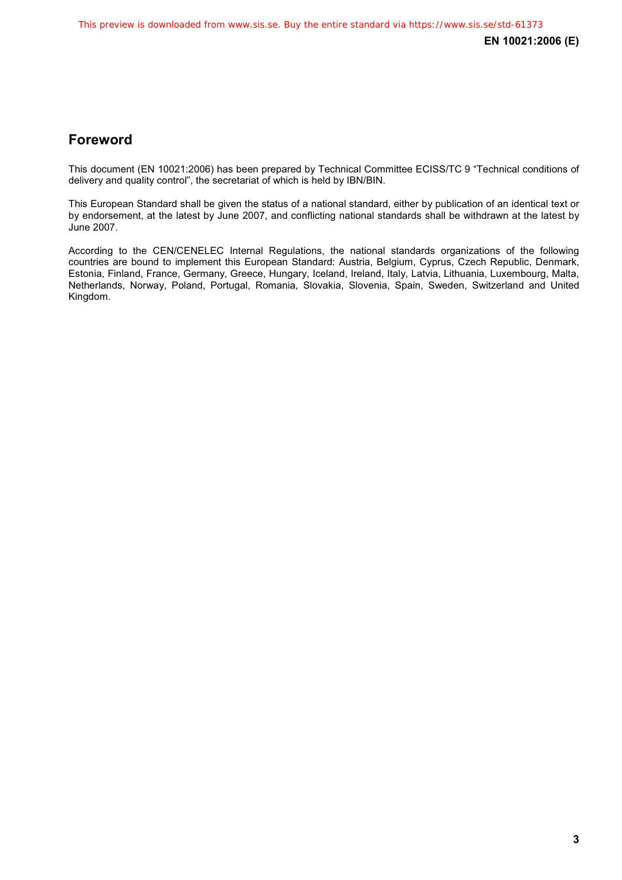## Foreword

This document (EN 10021:2006) has been prepared by Technical Committee ECISS/TC 9 “Technical conditions of delivery and quality control”, the secretariat of which is held by IBN/BIN.

This European Standard shall be given the status of a national standard, either by publication of an identical text or by endorsement, at the latest by June 2007, and conflicting national standards shall be withdrawn at the latest by June 2007.

According to the CEN/CENELEC Internal Regulations, the national standards organizations of the following countries are bound to implement this European Standard: Austria, Belgium, Cyprus, Czech Republic, Denmark, Estonia, Finland, France, Germany, Greece, Hungary, Iceland, Ireland, Italy, Latvia, Lithuania, Luxembourg, Malta, Netherlands, Norway, Poland, Portugal, Romania, Slovakia, Slovenia, Spain, Sweden, Switzerland and United Kingdom.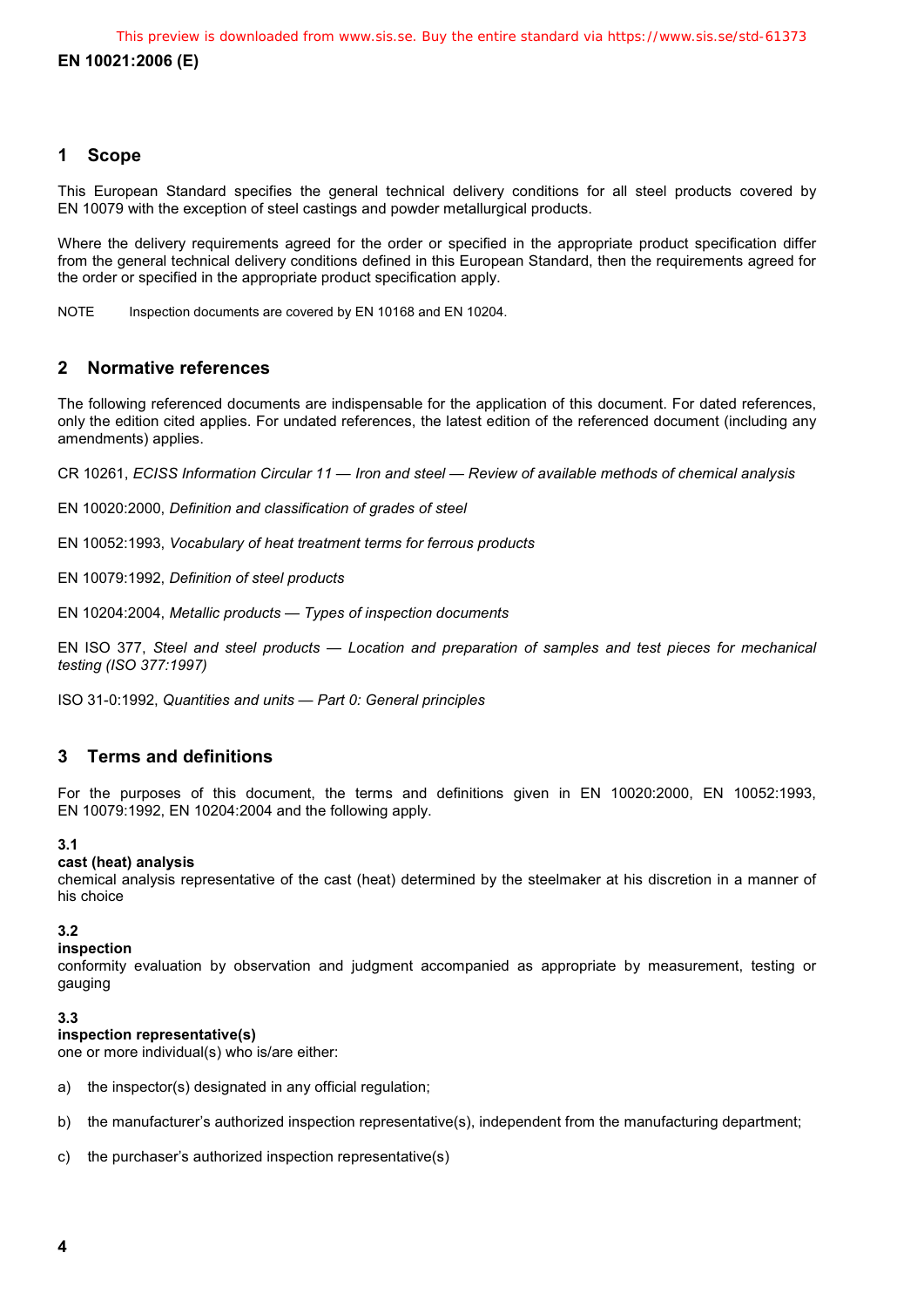## 1 Scope

This European Standard specifies the general technical delivery conditions for all steel products covered by EN 10079 with the exception of steel castings and powder metallurgical products.

Where the delivery requirements agreed for the order or specified in the appropriate product specification differ from the general technical delivery conditions defined in this European Standard, then the requirements agreed for the order or specified in the appropriate product specification apply.

NOTE Inspection documents are covered by EN 10168 and EN 10204.

## 2 Normative references

The following referenced documents are indispensable for the application of this document. For dated references, only the edition cited applies. For undated references, the latest edition of the referenced document (including any amendments) applies.

CR 10261, *ECISS Information Circular 11 — Iron and steel — Review of available methods of chemical analysis*

EN 10020:2000, *Definition and classification of grades of steel*

EN 10052:1993, *Vocabulary of heat treatment terms for ferrous products*

EN 10079:1992, *Definition of steel products*

EN 10204:2004, *Metallic products — Types of inspection documents*

EN ISO 377, *Steel and steel products — Location and preparation of samples and test pieces for mechanical testing (ISO 377:1997)*

ISO 31-0:1992, *Quantities and units — Part 0: General principles*

## 3 Terms and definitions

For the purposes of this document, the terms and definitions given in EN 10020:2000, EN 10052:1993, EN 10079:1992, EN 10204:2004 and the following apply.

**3.1**
**cast (heat) analysis**
chemical analysis representative of the cast (heat) determined by the steelmaker at his discretion in a manner of his choice

**3.2**
**inspection**
conformity evaluation by observation and judgment accompanied as appropriate by measurement, testing or gauging

**3.3**
**inspection representative(s)**
one or more individual(s) who is/are either:

a) the inspector(s) designated in any official regulation;

b) the manufacturer's authorized inspection representative(s), independent from the manufacturing department;

c) the purchaser's authorized inspection representative(s)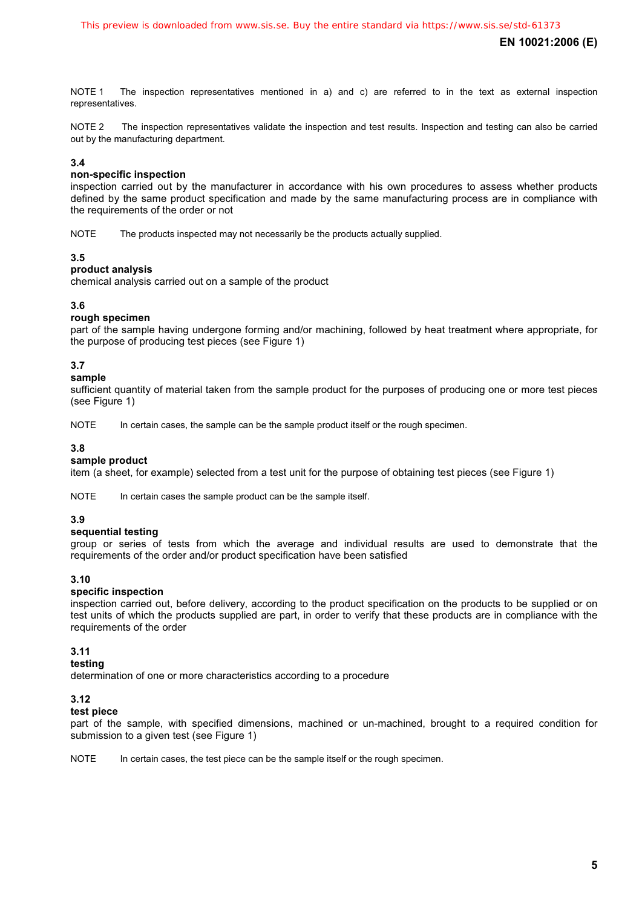NOTE 1 The inspection representatives mentioned in a) and c) are referred to in the text as external inspection representatives.

NOTE 2 The inspection representatives validate the inspection and test results. Inspection and testing can also be carried out by the manufacturing department.

### 3.4
**non-specific inspection**
inspection carried out by the manufacturer in accordance with his own procedures to assess whether products defined by the same product specification and made by the same manufacturing process are in compliance with the requirements of the order or not

NOTE The products inspected may not necessarily be the products actually supplied.

### 3.5
**product analysis**
chemical analysis carried out on a sample of the product

### 3.6
**rough specimen**
part of the sample having undergone forming and/or machining, followed by heat treatment where appropriate, for the purpose of producing test pieces (see Figure 1)

### 3.7
**sample**
sufficient quantity of material taken from the sample product for the purposes of producing one or more test pieces (see Figure 1)

NOTE In certain cases, the sample can be the sample product itself or the rough specimen.

### 3.8
**sample product**
item (a sheet, for example) selected from a test unit for the purpose of obtaining test pieces (see Figure 1)

NOTE In certain cases the sample product can be the sample itself.

### 3.9
**sequential testing**
group or series of tests from which the average and individual results are used to demonstrate that the requirements of the order and/or product specification have been satisfied

### 3.10
**specific inspection**
inspection carried out, before delivery, according to the product specification on the products to be supplied or on test units of which the products supplied are part, in order to verify that these products are in compliance with the requirements of the order

### 3.11
**testing**
determination of one or more characteristics according to a procedure

### 3.12
**test piece**
part of the sample, with specified dimensions, machined or un-machined, brought to a required condition for submission to a given test (see Figure 1)

NOTE In certain cases, the test piece can be the sample itself or the rough specimen.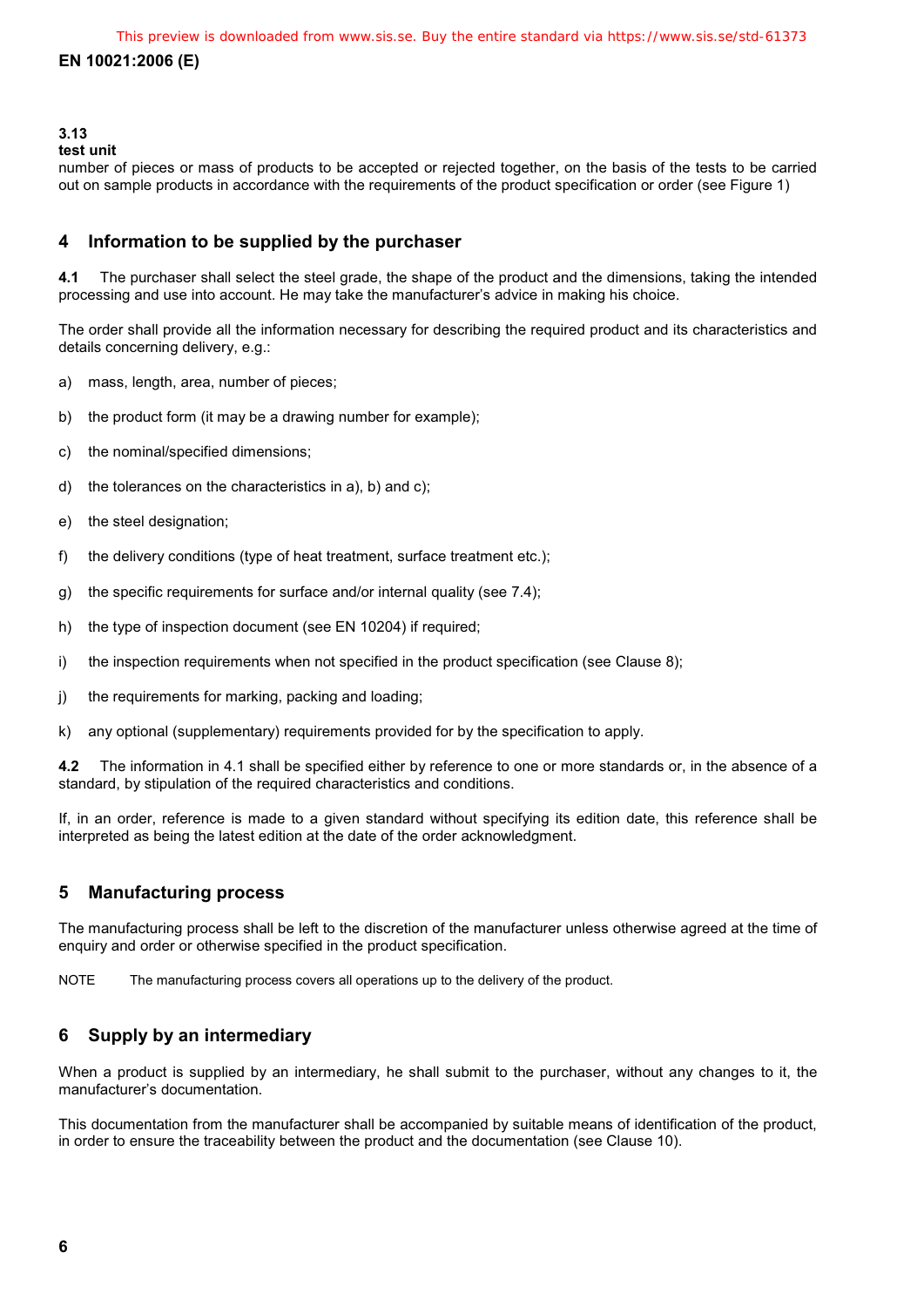**3.13**
**test unit**
number of pieces or mass of products to be accepted or rejected together, on the basis of the tests to be carried out on sample products in accordance with the requirements of the product specification or order (see Figure 1)

## 4 Information to be supplied by the purchaser

**4.1** The purchaser shall select the steel grade, the shape of the product and the dimensions, taking the intended processing and use into account. He may take the manufacturer's advice in making his choice.

The order shall provide all the information necessary for describing the required product and its characteristics and details concerning delivery, e.g.:

a) mass, length, area, number of pieces;

b) the product form (it may be a drawing number for example);

c) the nominal/specified dimensions;

d) the tolerances on the characteristics in a), b) and c);

e) the steel designation;

f) the delivery conditions (type of heat treatment, surface treatment etc.);

g) the specific requirements for surface and/or internal quality (see 7.4);

h) the type of inspection document (see EN 10204) if required;

i) the inspection requirements when not specified in the product specification (see Clause 8);

j) the requirements for marking, packing and loading;

k) any optional (supplementary) requirements provided for by the specification to apply.

**4.2** The information in 4.1 shall be specified either by reference to one or more standards or, in the absence of a standard, by stipulation of the required characteristics and conditions.

If, in an order, reference is made to a given standard without specifying its edition date, this reference shall be interpreted as being the latest edition at the date of the order acknowledgment.

## 5 Manufacturing process

The manufacturing process shall be left to the discretion of the manufacturer unless otherwise agreed at the time of enquiry and order or otherwise specified in the product specification.

NOTE The manufacturing process covers all operations up to the delivery of the product.

## 6 Supply by an intermediary

When a product is supplied by an intermediary, he shall submit to the purchaser, without any changes to it, the manufacturer's documentation.

This documentation from the manufacturer shall be accompanied by suitable means of identification of the product, in order to ensure the traceability between the product and the documentation (see Clause 10).